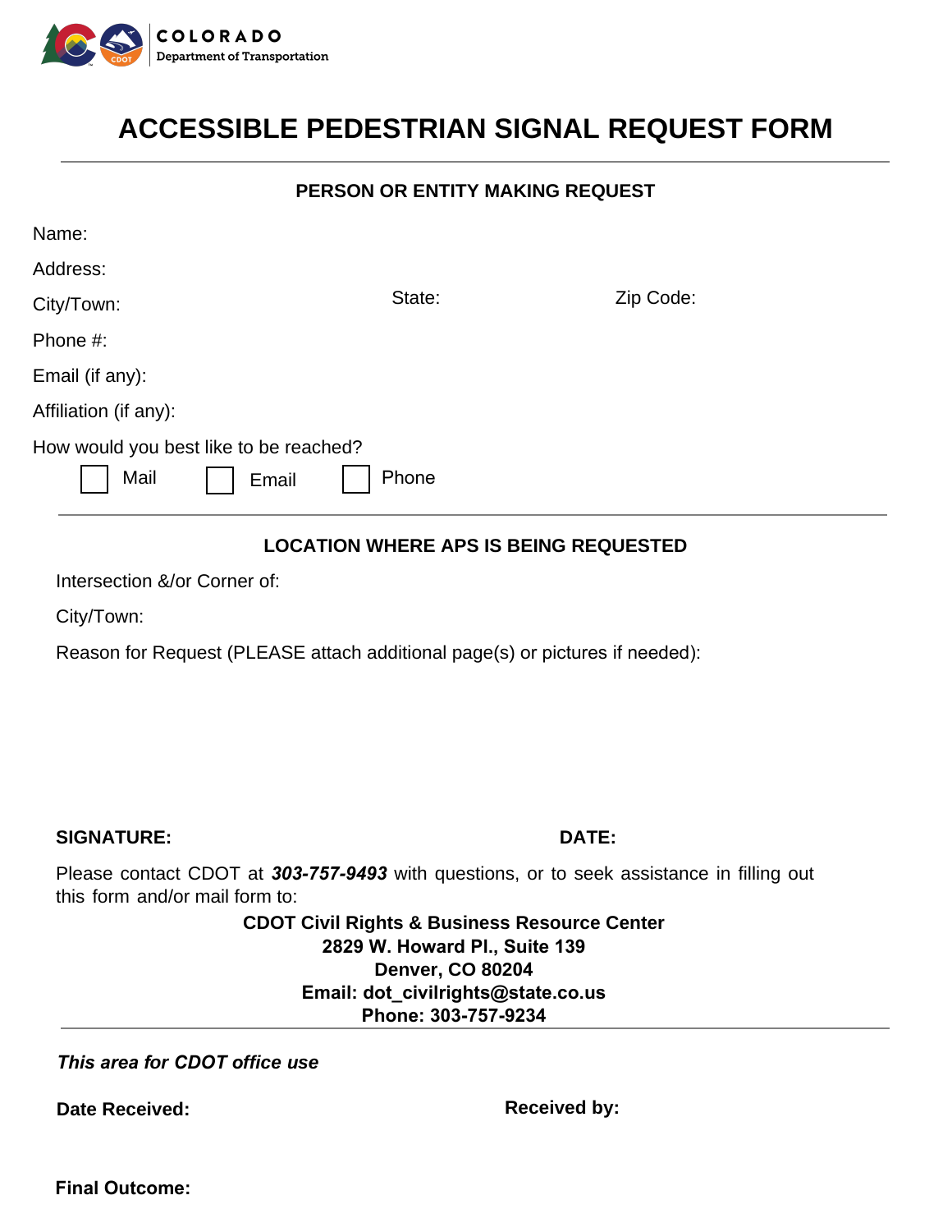COLORADO
Department of Transportation

# ACCESSIBLE PEDESTRIAN SIGNAL REQUEST FORM

## PERSON OR ENTITY MAKING REQUEST

Name:

Address:

City/Town: State: Zip Code:

Phone #:

Email (if any):

Affiliation (if any):

How would you best like to be reached?

☐ Mail ☐ Email ☐ Phone

## LOCATION WHERE APS IS BEING REQUESTED

Intersection &/or Corner of:

City/Town:

Reason for Request (PLEASE attach additional page(s) or pictures if needed):

**SIGNATURE:** **DATE:**

Please contact CDOT at ***303-757-9493*** with questions, or to seek assistance in filling out this form and/or mail form to:

**CDOT Civil Rights & Business Resource Center**
**2829 W. Howard Pl., Suite 139**
**Denver, CO 80204**
**Email: dot_civilrights@state.co.us**
**Phone: 303-757-9234**

***This area for CDOT office use***

**Date Received:** **Received by:**

**Final Outcome:**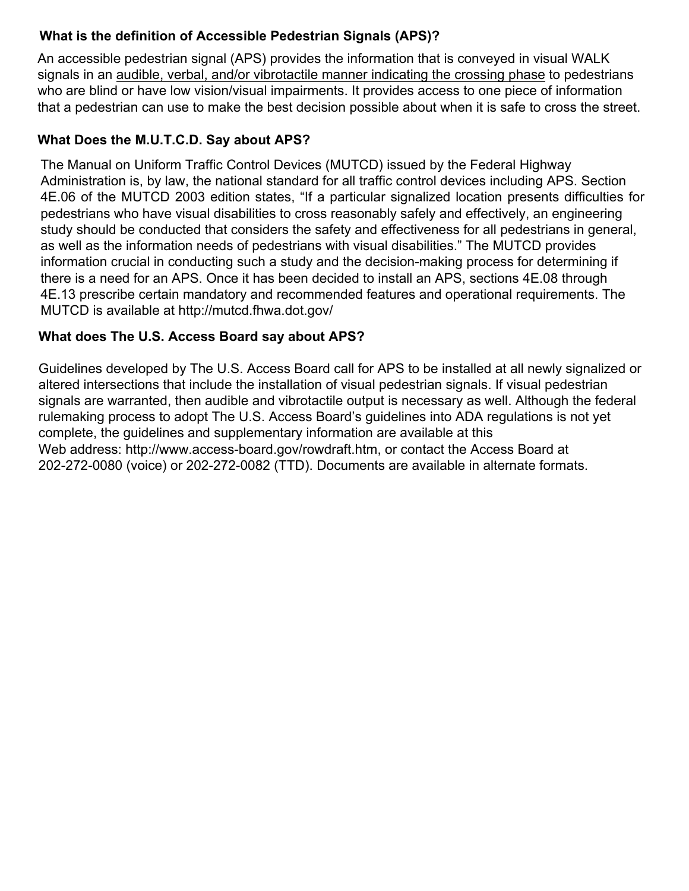## What is the definition of Accessible Pedestrian Signals (APS)?

An accessible pedestrian signal (APS) provides the information that is conveyed in visual WALK signals in an <u>audible, verbal, and/or vibrotactile manner indicating the crossing phase</u> to pedestrians who are blind or have low vision/visual impairments. It provides access to one piece of information that a pedestrian can use to make the best decision possible about when it is safe to cross the street.

## What Does the M.U.T.C.D. Say about APS?

The Manual on Uniform Traffic Control Devices (MUTCD) issued by the Federal Highway Administration is, by law, the national standard for all traffic control devices including APS. Section 4E.06 of the MUTCD 2003 edition states, "If a particular signalized location presents difficulties for pedestrians who have visual disabilities to cross reasonably safely and effectively, an engineering study should be conducted that considers the safety and effectiveness for all pedestrians in general, as well as the information needs of pedestrians with visual disabilities." The MUTCD provides information crucial in conducting such a study and the decision-making process for determining if there is a need for an APS. Once it has been decided to install an APS, sections 4E.08 through 4E.13 prescribe certain mandatory and recommended features and operational requirements. The MUTCD is available at http://mutcd.fhwa.dot.gov/

## What does The U.S. Access Board say about APS?

Guidelines developed by The U.S. Access Board call for APS to be installed at all newly signalized or altered intersections that include the installation of visual pedestrian signals. If visual pedestrian signals are warranted, then audible and vibrotactile output is necessary as well. Although the federal rulemaking process to adopt The U.S. Access Board's guidelines into ADA regulations is not yet complete, the guidelines and supplementary information are available at this Web address: http://www.access-board.gov/rowdraft.htm, or contact the Access Board at 202-272-0080 (voice) or 202-272-0082 (TTD). Documents are available in alternate formats.